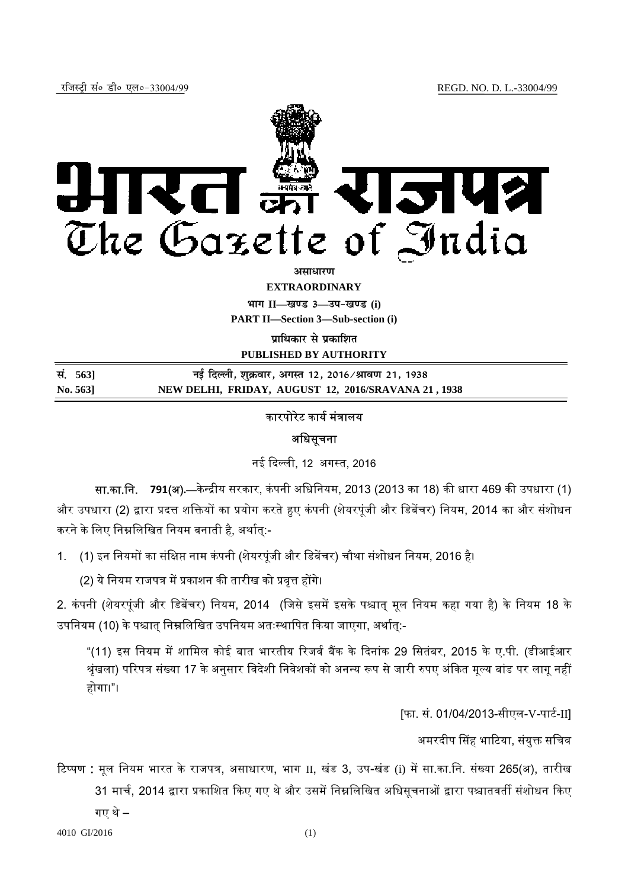रजिस्ट्री सं० डी० एल०-33004/99 REGD. NO. D. L.-33004/99

# भारत का राजपत्र
# The Gazette of India

**असाधारण**

**EXTRAORDINARY**

**भाग II—खण्ड 3—उप-खण्ड (i)**

**PART II—Section 3—Sub-section (i)**

**प्राधिकार से प्रकाशित**

**PUBLISHED BY AUTHORITY**

| | |
|---|---|
| **सं. 563]** | **नई दिल्ली, शुक्रवार, अगस्त 12, 2016/श्रावण 21, 1938** |
| **No. 563]** | **NEW DELHI, FRIDAY, AUGUST 12, 2016/SRAVANA 21, 1938** |

## कारपोरेट कार्य मंत्रालय

### अधिसूचना

नई दिल्ली, 12 अगस्त, 2016

**सा.का.नि. 791(अ).**—केन्द्रीय सरकार, कंपनी अधिनियम, 2013 (2013 का 18) की धारा 469 की उपधारा (1) और उपधारा (2) द्वारा प्रदत्त शक्तियों का प्रयोग करते हुए कंपनी (शेयरपूंजी और डिबेंचर) नियम, 2014 का और संशोधन करने के लिए निम्नलिखित नियम बनाती है, अर्थात्:-

1. (1) इन नियमों का संक्षिप्त नाम कंपनी (शेयरपूंजी और डिबेंचर) चौथा संशोधन नियम, 2016 है।

   (2) ये नियम राजपत्र में प्रकाशन की तारीख को प्रवृत्त होंगे।

2. कंपनी (शेयरपूंजी और डिबेंचर) नियम, 2014 (जिसे इसमें इसके पश्चात् मूल नियम कहा गया है) के नियम 18 के उपनियम (10) के पश्चात् निम्नलिखित उपनियम अतःस्थापित किया जाएगा, अर्थात्:-

   "(11) इस नियम में शामिल कोई बात भारतीय रिजर्व बैंक के दिनांक 29 सितंबर, 2015 के ए.पी. (डीआईआर श्रृंखला) परिपत्र संख्या 17 के अनुसार विदेशी निवेशकों को अनन्य रूप से जारी रुपए अंकित मूल्य बांड पर लागू नहीं होगा।"।

[फा. सं. 01/04/2013-सीएल-V-पार्ट-II]

अमरदीप सिंह भाटिया, संयुक्त सचिव

**टिप्पण :** मूल नियम भारत के राजपत्र, असाधारण, भाग II, खंड 3, उप-खंड (i) में सा.का.नि. संख्या 265(अ), तारीख 31 मार्च, 2014 द्वारा प्रकाशित किए गए थे और उसमें निम्नलिखित अधिसूचनाओं द्वारा पश्चातवर्ती संशोधन किए गए थे –

4010 GI/2016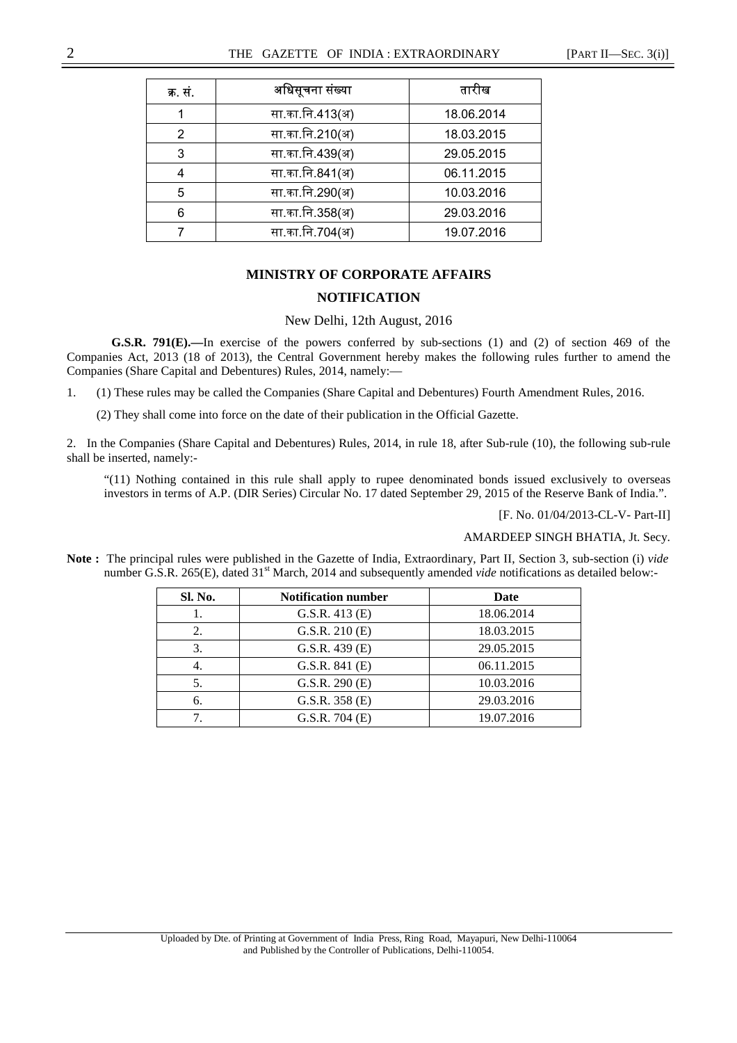| क्र. सं. | अधिसूचना संख्या | तारीख |
|---|---|---|
| 1 | सा.का.नि.413(अ) | 18.06.2014 |
| 2 | सा.का.नि.210(अ) | 18.03.2015 |
| 3 | सा.का.नि.439(अ) | 29.05.2015 |
| 4 | सा.का.नि.841(अ) | 06.11.2015 |
| 5 | सा.का.नि.290(अ) | 10.03.2016 |
| 6 | सा.का.नि.358(अ) | 29.03.2016 |
| 7 | सा.का.नि.704(अ) | 19.07.2016 |

## MINISTRY OF CORPORATE AFFAIRS

## NOTIFICATION

New Delhi, 12th August, 2016

**G.S.R. 791(E).—**In exercise of the powers conferred by sub-sections (1) and (2) of section 469 of the Companies Act, 2013 (18 of 2013), the Central Government hereby makes the following rules further to amend the Companies (Share Capital and Debentures) Rules, 2014, namely:—

1. (1) These rules may be called the Companies (Share Capital and Debentures) Fourth Amendment Rules, 2016.

   (2) They shall come into force on the date of their publication in the Official Gazette.

2. In the Companies (Share Capital and Debentures) Rules, 2014, in rule 18, after Sub-rule (10), the following sub-rule shall be inserted, namely:-

   "(11) Nothing contained in this rule shall apply to rupee denominated bonds issued exclusively to overseas investors in terms of A.P. (DIR Series) Circular No. 17 dated September 29, 2015 of the Reserve Bank of India.".

[F. No. 01/04/2013-CL-V- Part-II]

AMARDEEP SINGH BHATIA, Jt. Secy.

**Note :** The principal rules were published in the Gazette of India, Extraordinary, Part II, Section 3, sub-section (i) *vide* number G.S.R. 265(E), dated 31st March, 2014 and subsequently amended *vide* notifications as detailed below:-

| Sl. No. | Notification number | Date |
|---|---|---|
| 1. | G.S.R. 413 (E) | 18.06.2014 |
| 2. | G.S.R. 210 (E) | 18.03.2015 |
| 3. | G.S.R. 439 (E) | 29.05.2015 |
| 4. | G.S.R. 841 (E) | 06.11.2015 |
| 5. | G.S.R. 290 (E) | 10.03.2016 |
| 6. | G.S.R. 358 (E) | 29.03.2016 |
| 7. | G.S.R. 704 (E) | 19.07.2016 |

Uploaded by Dte. of Printing at Government of India Press, Ring Road, Mayapuri, New Delhi-110064 and Published by the Controller of Publications, Delhi-110054.